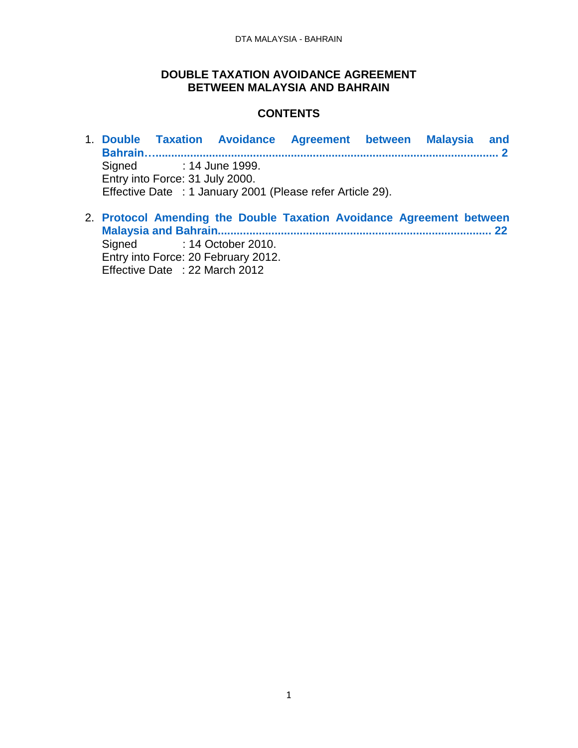# DOUBLE TAXATION AVOIDANCE AGREEMENT BETWEEN MALAYSIA AND BAHRAIN

## CONTENTS

1. **Double Taxation Avoidance Agreement between Malaysia and Bahrain…........................................................................................................... 2**
   Signed : 14 June 1999.
   Entry into Force: 31 July 2000.
   Effective Date : 1 January 2001 (Please refer Article 29).

2. **Protocol Amending the Double Taxation Avoidance Agreement between Malaysia and Bahrain.................................................................................... 22**
   Signed : 14 October 2010.
   Entry into Force: 20 February 2012.
   Effective Date : 22 March 2012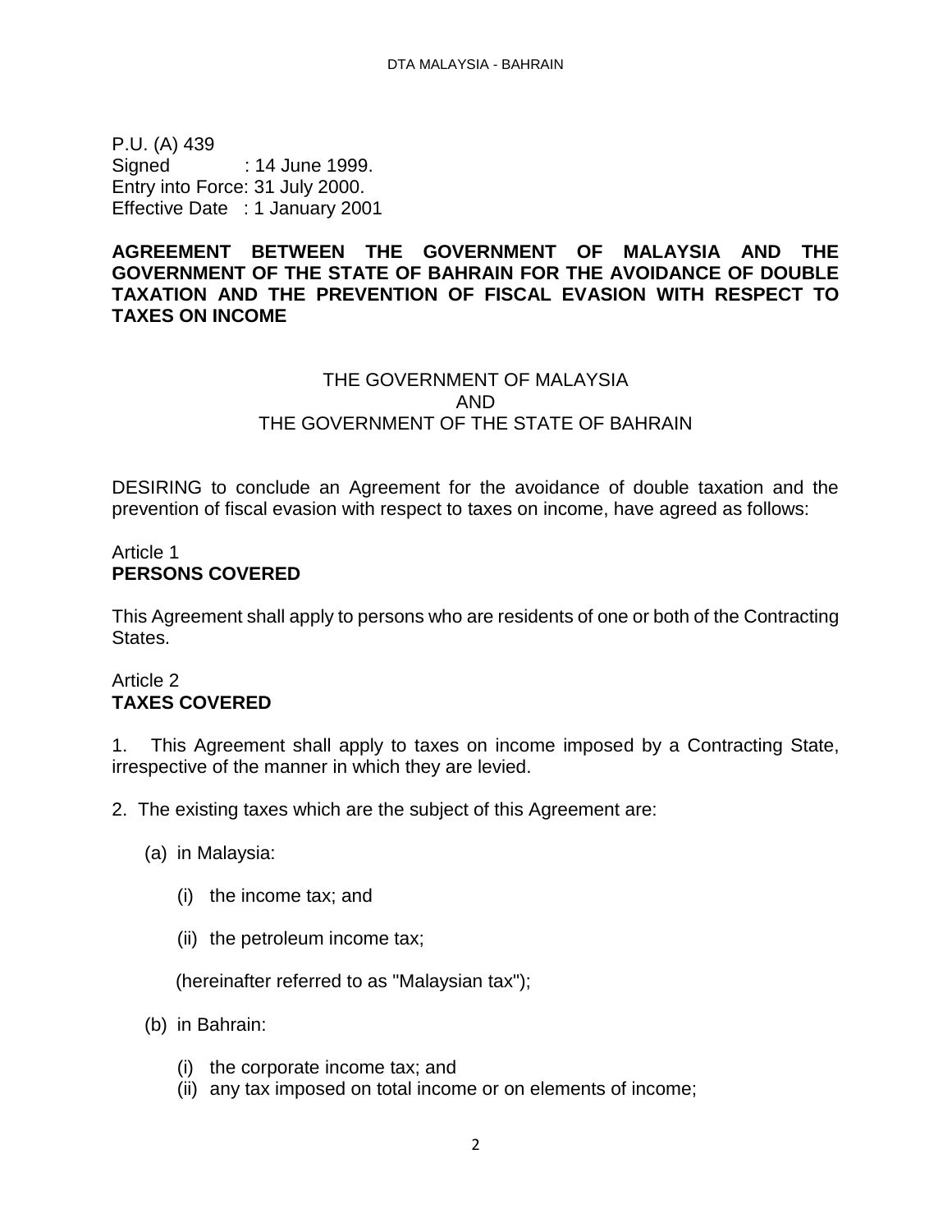P.U. (A) 439
Signed : 14 June 1999.
Entry into Force: 31 July 2000.
Effective Date : 1 January 2001

**AGREEMENT BETWEEN THE GOVERNMENT OF MALAYSIA AND THE GOVERNMENT OF THE STATE OF BAHRAIN FOR THE AVOIDANCE OF DOUBLE TAXATION AND THE PREVENTION OF FISCAL EVASION WITH RESPECT TO TAXES ON INCOME**

THE GOVERNMENT OF MALAYSIA
AND
THE GOVERNMENT OF THE STATE OF BAHRAIN

DESIRING to conclude an Agreement for the avoidance of double taxation and the prevention of fiscal evasion with respect to taxes on income, have agreed as follows:

Article 1
**PERSONS COVERED**

This Agreement shall apply to persons who are residents of one or both of the Contracting States.

Article 2
**TAXES COVERED**

1. This Agreement shall apply to taxes on income imposed by a Contracting State, irrespective of the manner in which they are levied.

2. The existing taxes which are the subject of this Agreement are:

(a) in Malaysia:

(i) the income tax; and

(ii) the petroleum income tax;

(hereinafter referred to as "Malaysian tax");

(b) in Bahrain:

(i) the corporate income tax; and
(ii) any tax imposed on total income or on elements of income;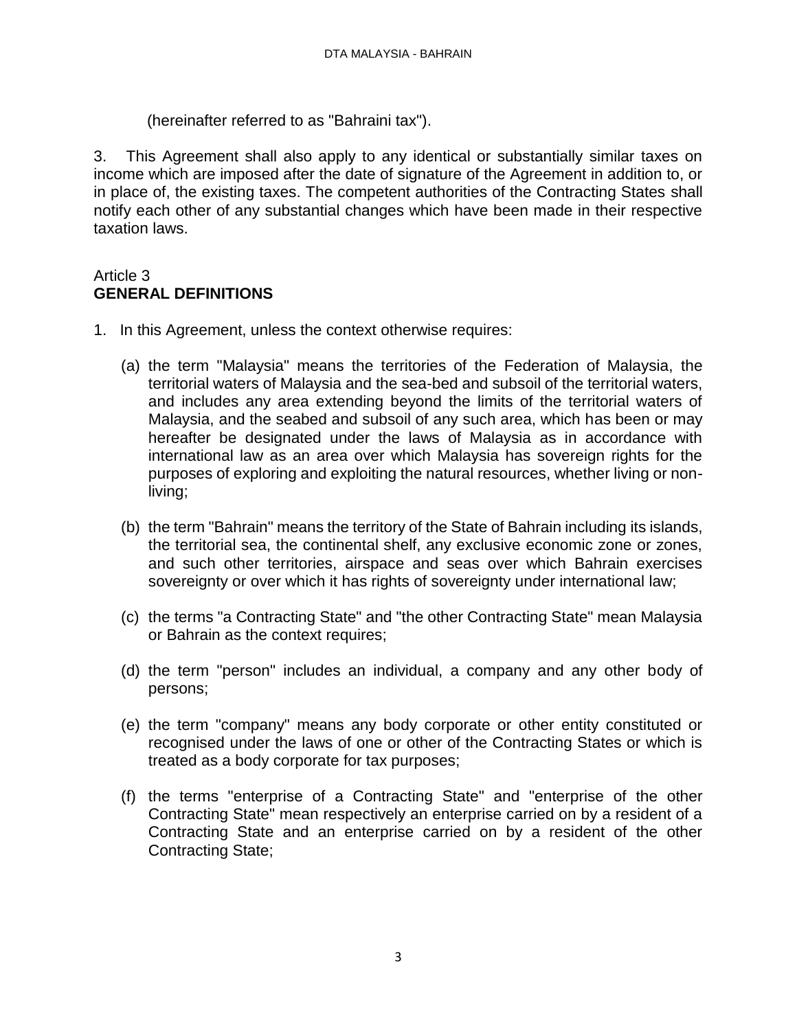(hereinafter referred to as "Bahraini tax").

3. This Agreement shall also apply to any identical or substantially similar taxes on income which are imposed after the date of signature of the Agreement in addition to, or in place of, the existing taxes. The competent authorities of the Contracting States shall notify each other of any substantial changes which have been made in their respective taxation laws.

Article 3
**GENERAL DEFINITIONS**

1. In this Agreement, unless the context otherwise requires:

   (a) the term "Malaysia" means the territories of the Federation of Malaysia, the territorial waters of Malaysia and the sea-bed and subsoil of the territorial waters, and includes any area extending beyond the limits of the territorial waters of Malaysia, and the seabed and subsoil of any such area, which has been or may hereafter be designated under the laws of Malaysia as in accordance with international law as an area over which Malaysia has sovereign rights for the purposes of exploring and exploiting the natural resources, whether living or non-living;

   (b) the term "Bahrain" means the territory of the State of Bahrain including its islands, the territorial sea, the continental shelf, any exclusive economic zone or zones, and such other territories, airspace and seas over which Bahrain exercises sovereignty or over which it has rights of sovereignty under international law;

   (c) the terms "a Contracting State" and "the other Contracting State" mean Malaysia or Bahrain as the context requires;

   (d) the term "person" includes an individual, a company and any other body of persons;

   (e) the term "company" means any body corporate or other entity constituted or recognised under the laws of one or other of the Contracting States or which is treated as a body corporate for tax purposes;

   (f) the terms "enterprise of a Contracting State" and "enterprise of the other Contracting State" mean respectively an enterprise carried on by a resident of a Contracting State and an enterprise carried on by a resident of the other Contracting State;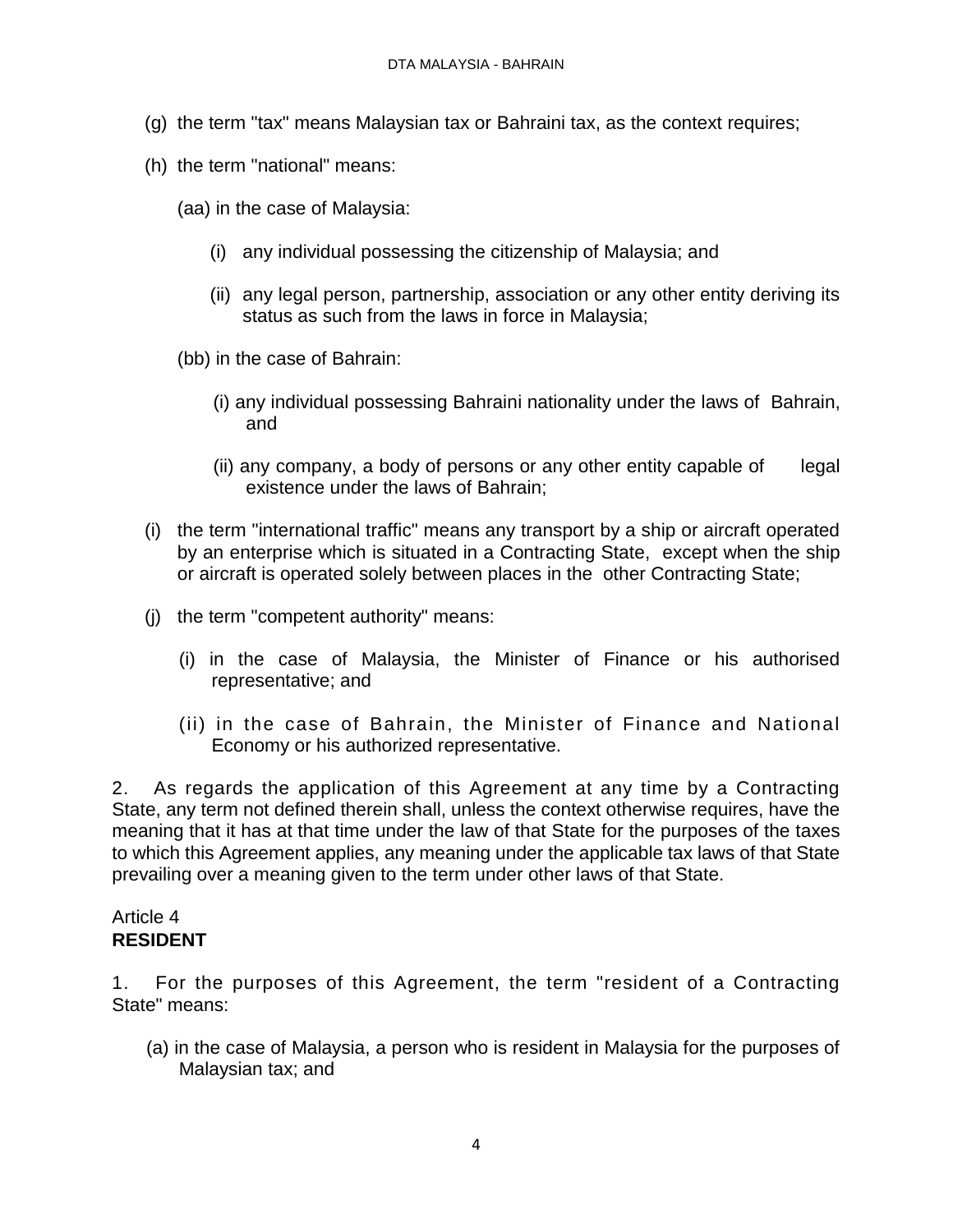(g) the term "tax" means Malaysian tax or Bahraini tax, as the context requires;

(h) the term "national" means:

(aa) in the case of Malaysia:

(i) any individual possessing the citizenship of Malaysia; and

(ii) any legal person, partnership, association or any other entity deriving its status as such from the laws in force in Malaysia;

(bb) in the case of Bahrain:

(i) any individual possessing Bahraini nationality under the laws of Bahrain, and

(ii) any company, a body of persons or any other entity capable of legal existence under the laws of Bahrain;

(i) the term "international traffic" means any transport by a ship or aircraft operated by an enterprise which is situated in a Contracting State, except when the ship or aircraft is operated solely between places in the other Contracting State;

(j) the term "competent authority" means:

(i) in the case of Malaysia, the Minister of Finance or his authorised representative; and

(ii) in the case of Bahrain, the Minister of Finance and National Economy or his authorized representative.

2. As regards the application of this Agreement at any time by a Contracting State, any term not defined therein shall, unless the context otherwise requires, have the meaning that it has at that time under the law of that State for the purposes of the taxes to which this Agreement applies, any meaning under the applicable tax laws of that State prevailing over a meaning given to the term under other laws of that State.

Article 4
**RESIDENT**

1. For the purposes of this Agreement, the term "resident of a Contracting State" means:

(a) in the case of Malaysia, a person who is resident in Malaysia for the purposes of Malaysian tax; and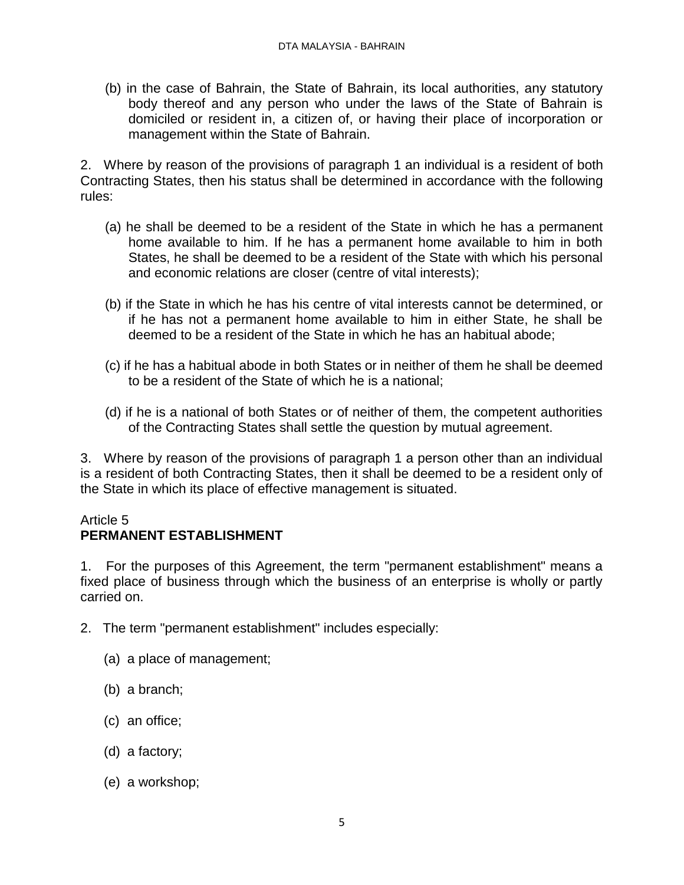(b) in the case of Bahrain, the State of Bahrain, its local authorities, any statutory body thereof and any person who under the laws of the State of Bahrain is domiciled or resident in, a citizen of, or having their place of incorporation or management within the State of Bahrain.

2. Where by reason of the provisions of paragraph 1 an individual is a resident of both Contracting States, then his status shall be determined in accordance with the following rules:

(a) he shall be deemed to be a resident of the State in which he has a permanent home available to him. If he has a permanent home available to him in both States, he shall be deemed to be a resident of the State with which his personal and economic relations are closer (centre of vital interests);

(b) if the State in which he has his centre of vital interests cannot be determined, or if he has not a permanent home available to him in either State, he shall be deemed to be a resident of the State in which he has an habitual abode;

(c) if he has a habitual abode in both States or in neither of them he shall be deemed to be a resident of the State of which he is a national;

(d) if he is a national of both States or of neither of them, the competent authorities of the Contracting States shall settle the question by mutual agreement.

3. Where by reason of the provisions of paragraph 1 a person other than an individual is a resident of both Contracting States, then it shall be deemed to be a resident only of the State in which its place of effective management is situated.

Article 5
**PERMANENT ESTABLISHMENT**

1. For the purposes of this Agreement, the term "permanent establishment" means a fixed place of business through which the business of an enterprise is wholly or partly carried on.

2. The term "permanent establishment" includes especially:

(a) a place of management;

(b) a branch;

(c) an office;

(d) a factory;

(e) a workshop;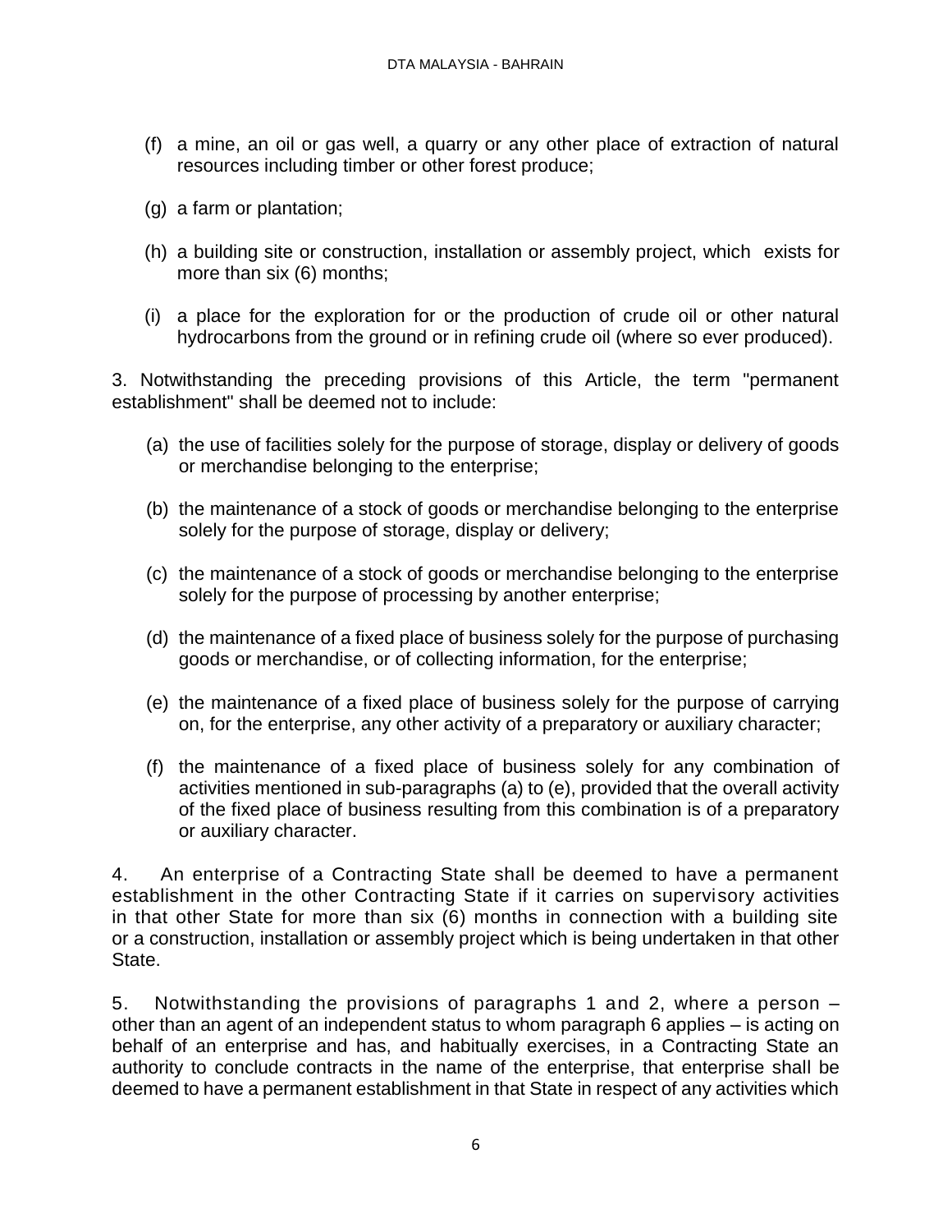(f) a mine, an oil or gas well, a quarry or any other place of extraction of natural resources including timber or other forest produce;

(g) a farm or plantation;

(h) a building site or construction, installation or assembly project, which exists for more than six (6) months;

(i) a place for the exploration for or the production of crude oil or other natural hydrocarbons from the ground or in refining crude oil (where so ever produced).

3. Notwithstanding the preceding provisions of this Article, the term "permanent establishment" shall be deemed not to include:

(a) the use of facilities solely for the purpose of storage, display or delivery of goods or merchandise belonging to the enterprise;

(b) the maintenance of a stock of goods or merchandise belonging to the enterprise solely for the purpose of storage, display or delivery;

(c) the maintenance of a stock of goods or merchandise belonging to the enterprise solely for the purpose of processing by another enterprise;

(d) the maintenance of a fixed place of business solely for the purpose of purchasing goods or merchandise, or of collecting information, for the enterprise;

(e) the maintenance of a fixed place of business solely for the purpose of carrying on, for the enterprise, any other activity of a preparatory or auxiliary character;

(f) the maintenance of a fixed place of business solely for any combination of activities mentioned in sub-paragraphs (a) to (e), provided that the overall activity of the fixed place of business resulting from this combination is of a preparatory or auxiliary character.

4. An enterprise of a Contracting State shall be deemed to have a permanent establishment in the other Contracting State if it carries on supervisory activities in that other State for more than six (6) months in connection with a building site or a construction, installation or assembly project which is being undertaken in that other State.

5. Notwithstanding the provisions of paragraphs 1 and 2, where a person – other than an agent of an independent status to whom paragraph 6 applies – is acting on behalf of an enterprise and has, and habitually exercises, in a Contracting State an authority to conclude contracts in the name of the enterprise, that enterprise shall be deemed to have a permanent establishment in that State in respect of any activities which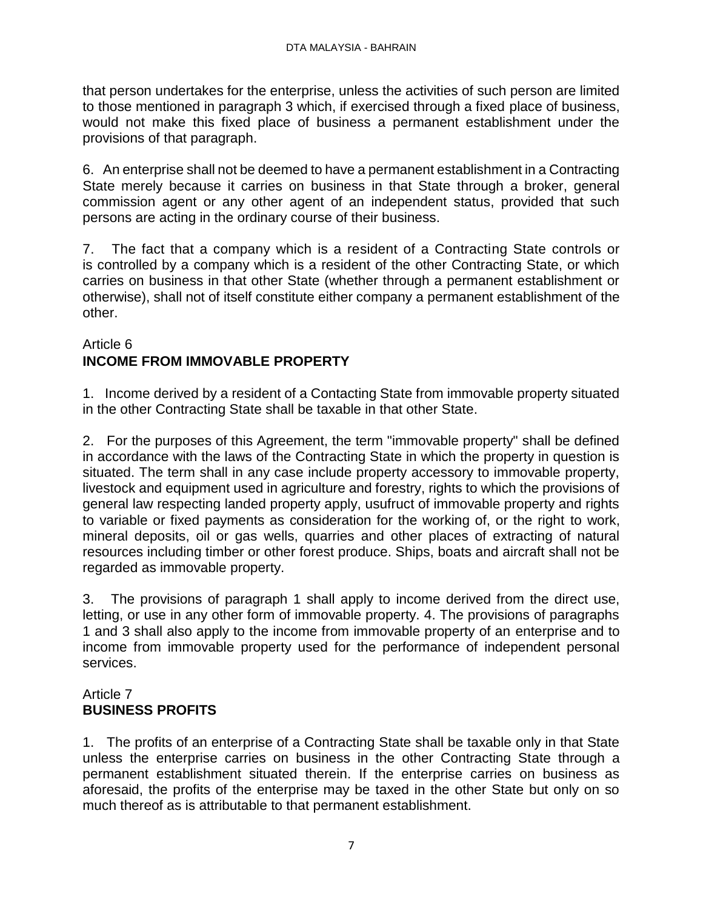that person undertakes for the enterprise, unless the activities of such person are limited to those mentioned in paragraph 3 which, if exercised through a fixed place of business, would not make this fixed place of business a permanent establishment under the provisions of that paragraph.

6. An enterprise shall not be deemed to have a permanent establishment in a Contracting State merely because it carries on business in that State through a broker, general commission agent or any other agent of an independent status, provided that such persons are acting in the ordinary course of their business.

7. The fact that a company which is a resident of a Contracting State controls or is controlled by a company which is a resident of the other Contracting State, or which carries on business in that other State (whether through a permanent establishment or otherwise), shall not of itself constitute either company a permanent establishment of the other.

## Article 6
## INCOME FROM IMMOVABLE PROPERTY

1. Income derived by a resident of a Contacting State from immovable property situated in the other Contracting State shall be taxable in that other State.

2. For the purposes of this Agreement, the term "immovable property" shall be defined in accordance with the laws of the Contracting State in which the property in question is situated. The term shall in any case include property accessory to immovable property, livestock and equipment used in agriculture and forestry, rights to which the provisions of general law respecting landed property apply, usufruct of immovable property and rights to variable or fixed payments as consideration for the working of, or the right to work, mineral deposits, oil or gas wells, quarries and other places of extracting of natural resources including timber or other forest produce. Ships, boats and aircraft shall not be regarded as immovable property.

3. The provisions of paragraph 1 shall apply to income derived from the direct use, letting, or use in any other form of immovable property. 4. The provisions of paragraphs 1 and 3 shall also apply to the income from immovable property of an enterprise and to income from immovable property used for the performance of independent personal services.

## Article 7
## BUSINESS PROFITS

1. The profits of an enterprise of a Contracting State shall be taxable only in that State unless the enterprise carries on business in the other Contracting State through a permanent establishment situated therein. If the enterprise carries on business as aforesaid, the profits of the enterprise may be taxed in the other State but only on so much thereof as is attributable to that permanent establishment.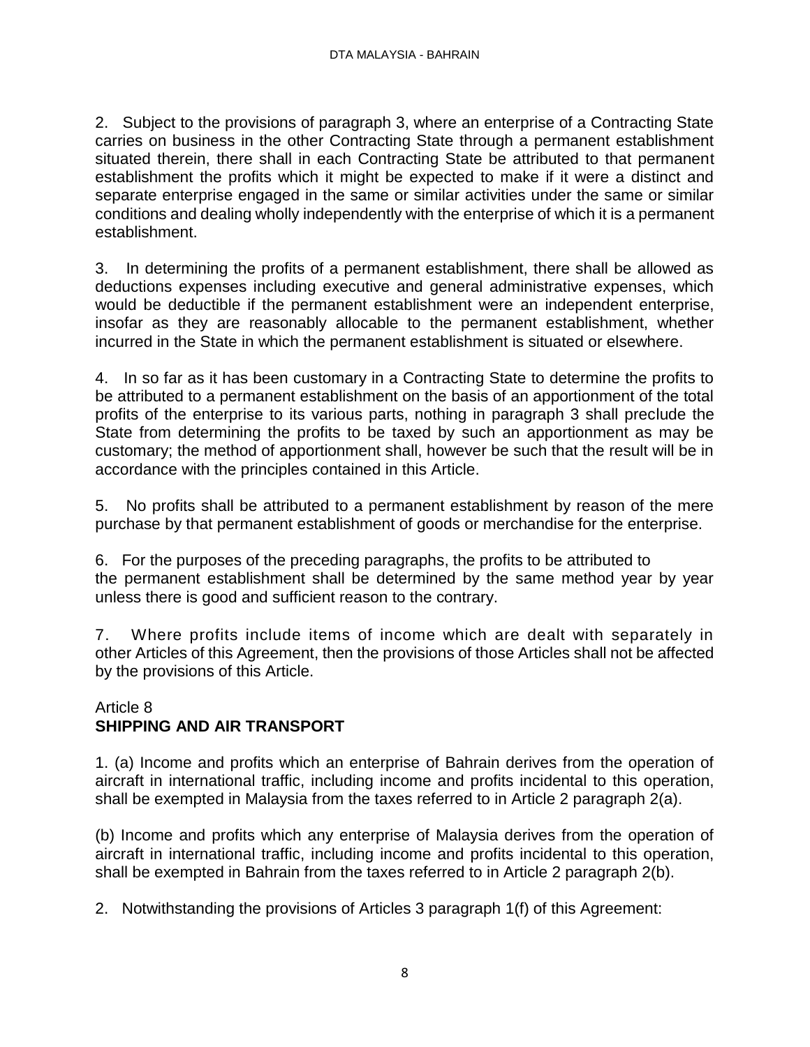2. Subject to the provisions of paragraph 3, where an enterprise of a Contracting State carries on business in the other Contracting State through a permanent establishment situated therein, there shall in each Contracting State be attributed to that permanent establishment the profits which it might be expected to make if it were a distinct and separate enterprise engaged in the same or similar activities under the same or similar conditions and dealing wholly independently with the enterprise of which it is a permanent establishment.

3. In determining the profits of a permanent establishment, there shall be allowed as deductions expenses including executive and general administrative expenses, which would be deductible if the permanent establishment were an independent enterprise, insofar as they are reasonably allocable to the permanent establishment, whether incurred in the State in which the permanent establishment is situated or elsewhere.

4. In so far as it has been customary in a Contracting State to determine the profits to be attributed to a permanent establishment on the basis of an apportionment of the total profits of the enterprise to its various parts, nothing in paragraph 3 shall preclude the State from determining the profits to be taxed by such an apportionment as may be customary; the method of apportionment shall, however be such that the result will be in accordance with the principles contained in this Article.

5. No profits shall be attributed to a permanent establishment by reason of the mere purchase by that permanent establishment of goods or merchandise for the enterprise.

6. For the purposes of the preceding paragraphs, the profits to be attributed to the permanent establishment shall be determined by the same method year by year unless there is good and sufficient reason to the contrary.

7. Where profits include items of income which are dealt with separately in other Articles of this Agreement, then the provisions of those Articles shall not be affected by the provisions of this Article.

## Article 8
## SHIPPING AND AIR TRANSPORT

1. (a) Income and profits which an enterprise of Bahrain derives from the operation of aircraft in international traffic, including income and profits incidental to this operation, shall be exempted in Malaysia from the taxes referred to in Article 2 paragraph 2(a).

(b) Income and profits which any enterprise of Malaysia derives from the operation of aircraft in international traffic, including income and profits incidental to this operation, shall be exempted in Bahrain from the taxes referred to in Article 2 paragraph 2(b).

2. Notwithstanding the provisions of Articles 3 paragraph 1(f) of this Agreement: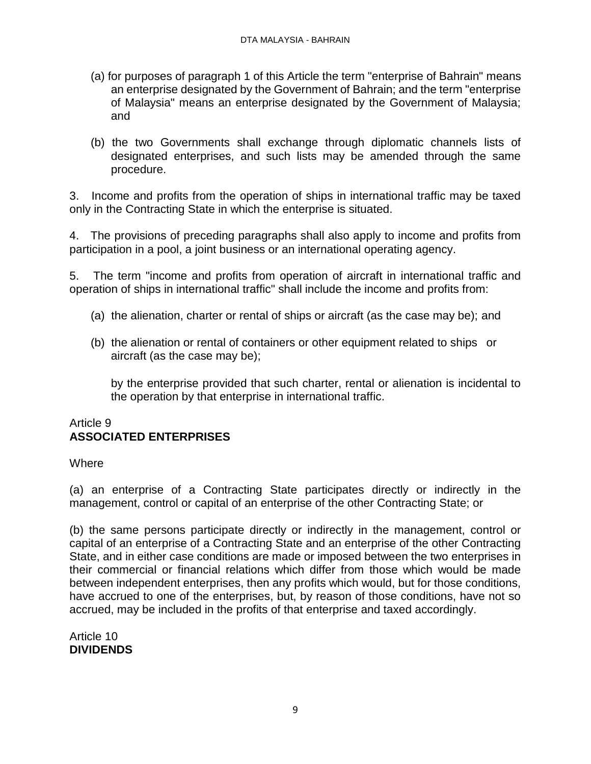(a) for purposes of paragraph 1 of this Article the term "enterprise of Bahrain" means an enterprise designated by the Government of Bahrain; and the term "enterprise of Malaysia" means an enterprise designated by the Government of Malaysia; and

(b) the two Governments shall exchange through diplomatic channels lists of designated enterprises, and such lists may be amended through the same procedure.

3. Income and profits from the operation of ships in international traffic may be taxed only in the Contracting State in which the enterprise is situated.

4. The provisions of preceding paragraphs shall also apply to income and profits from participation in a pool, a joint business or an international operating agency.

5. The term "income and profits from operation of aircraft in international traffic and operation of ships in international traffic" shall include the income and profits from:

(a) the alienation, charter or rental of ships or aircraft (as the case may be); and

(b) the alienation or rental of containers or other equipment related to ships or aircraft (as the case may be);

by the enterprise provided that such charter, rental or alienation is incidental to the operation by that enterprise in international traffic.

Article 9
**ASSOCIATED ENTERPRISES**

Where

(a) an enterprise of a Contracting State participates directly or indirectly in the management, control or capital of an enterprise of the other Contracting State; or

(b) the same persons participate directly or indirectly in the management, control or capital of an enterprise of a Contracting State and an enterprise of the other Contracting State, and in either case conditions are made or imposed between the two enterprises in their commercial or financial relations which differ from those which would be made between independent enterprises, then any profits which would, but for those conditions, have accrued to one of the enterprises, but, by reason of those conditions, have not so accrued, may be included in the profits of that enterprise and taxed accordingly.

Article 10
**DIVIDENDS**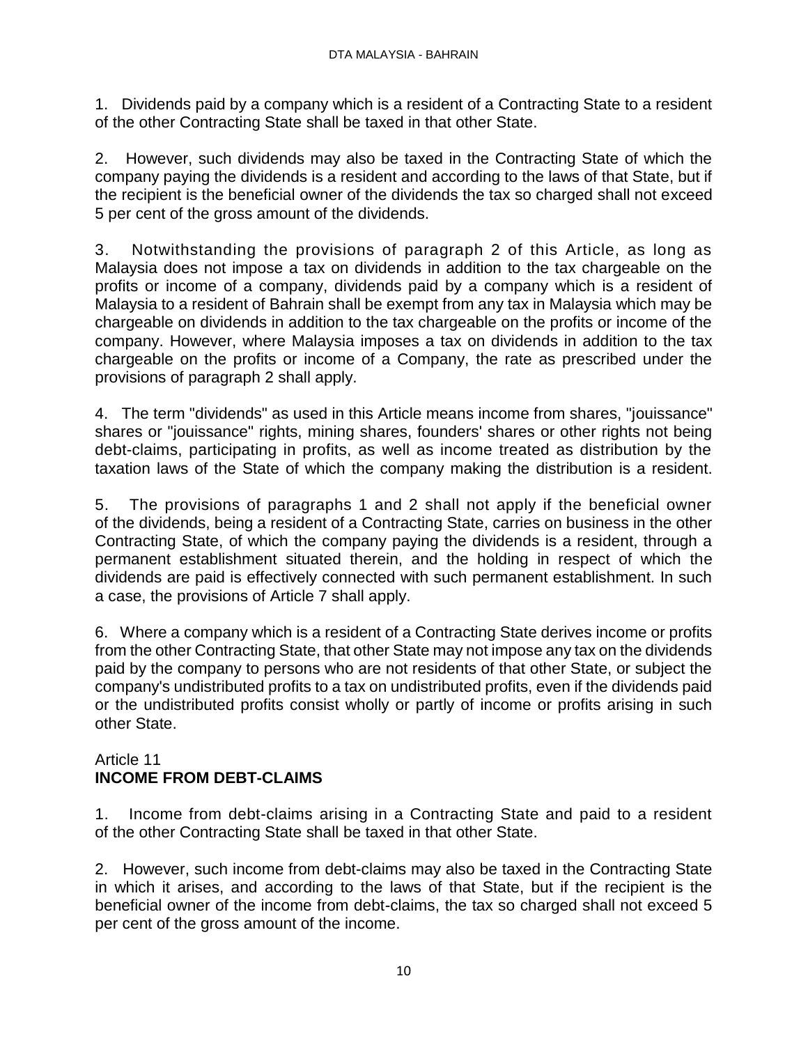1. Dividends paid by a company which is a resident of a Contracting State to a resident of the other Contracting State shall be taxed in that other State.

2. However, such dividends may also be taxed in the Contracting State of which the company paying the dividends is a resident and according to the laws of that State, but if the recipient is the beneficial owner of the dividends the tax so charged shall not exceed 5 per cent of the gross amount of the dividends.

3. Notwithstanding the provisions of paragraph 2 of this Article, as long as Malaysia does not impose a tax on dividends in addition to the tax chargeable on the profits or income of a company, dividends paid by a company which is a resident of Malaysia to a resident of Bahrain shall be exempt from any tax in Malaysia which may be chargeable on dividends in addition to the tax chargeable on the profits or income of the company. However, where Malaysia imposes a tax on dividends in addition to the tax chargeable on the profits or income of a Company, the rate as prescribed under the provisions of paragraph 2 shall apply.

4. The term "dividends" as used in this Article means income from shares, "jouissance" shares or "jouissance" rights, mining shares, founders' shares or other rights not being debt-claims, participating in profits, as well as income treated as distribution by the taxation laws of the State of which the company making the distribution is a resident.

5. The provisions of paragraphs 1 and 2 shall not apply if the beneficial owner of the dividends, being a resident of a Contracting State, carries on business in the other Contracting State, of which the company paying the dividends is a resident, through a permanent establishment situated therein, and the holding in respect of which the dividends are paid is effectively connected with such permanent establishment. In such a case, the provisions of Article 7 shall apply.

6. Where a company which is a resident of a Contracting State derives income or profits from the other Contracting State, that other State may not impose any tax on the dividends paid by the company to persons who are not residents of that other State, or subject the company's undistributed profits to a tax on undistributed profits, even if the dividends paid or the undistributed profits consist wholly or partly of income or profits arising in such other State.

## Article 11
## **INCOME FROM DEBT-CLAIMS**

1. Income from debt-claims arising in a Contracting State and paid to a resident of the other Contracting State shall be taxed in that other State.

2. However, such income from debt-claims may also be taxed in the Contracting State in which it arises, and according to the laws of that State, but if the recipient is the beneficial owner of the income from debt-claims, the tax so charged shall not exceed 5 per cent of the gross amount of the income.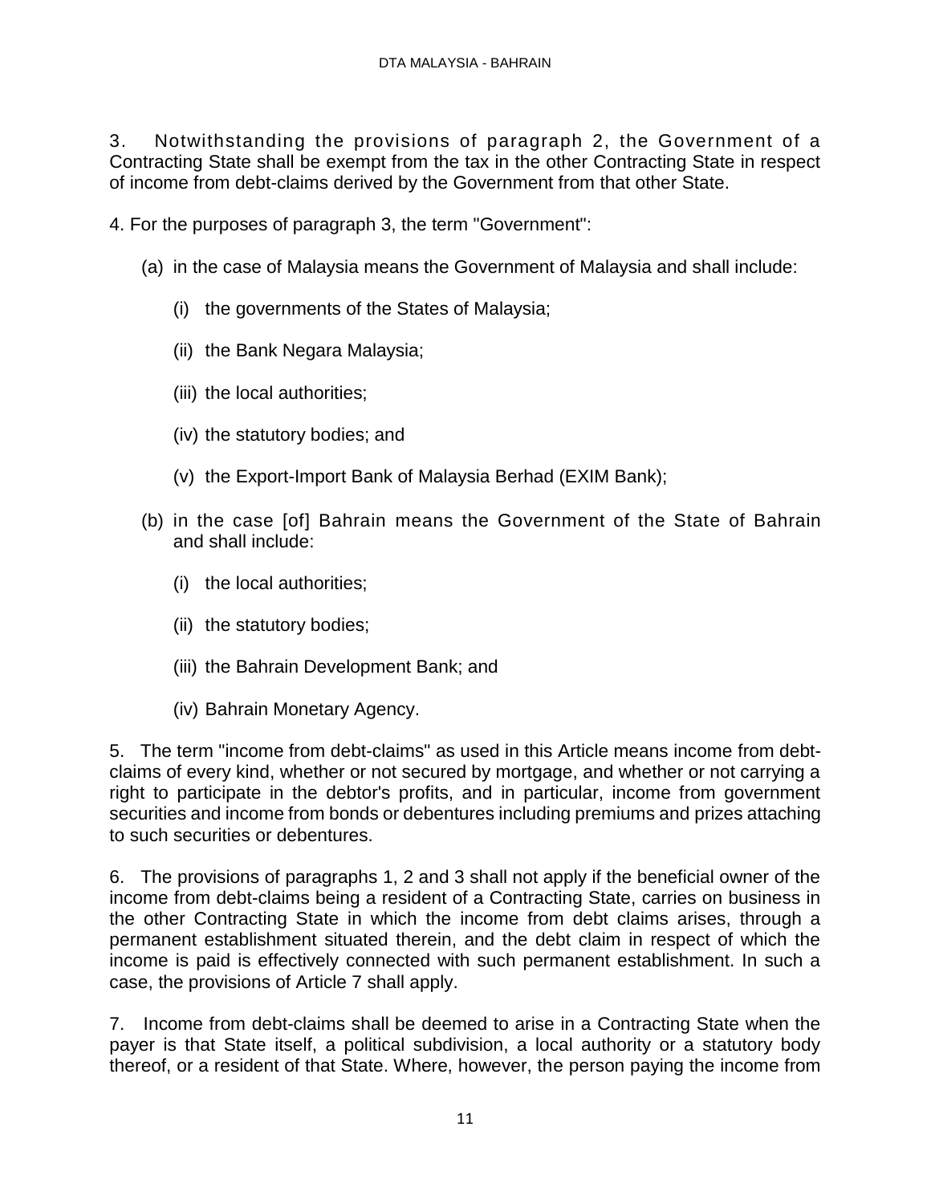3. Notwithstanding the provisions of paragraph 2, the Government of a Contracting State shall be exempt from the tax in the other Contracting State in respect of income from debt-claims derived by the Government from that other State.

4. For the purposes of paragraph 3, the term "Government":

(a) in the case of Malaysia means the Government of Malaysia and shall include:

(i) the governments of the States of Malaysia;

(ii) the Bank Negara Malaysia;

(iii) the local authorities;

(iv) the statutory bodies; and

(v) the Export-Import Bank of Malaysia Berhad (EXIM Bank);

(b) in the case [of] Bahrain means the Government of the State of Bahrain and shall include:

(i) the local authorities;

(ii) the statutory bodies;

(iii) the Bahrain Development Bank; and

(iv) Bahrain Monetary Agency.

5. The term "income from debt-claims" as used in this Article means income from debt-claims of every kind, whether or not secured by mortgage, and whether or not carrying a right to participate in the debtor's profits, and in particular, income from government securities and income from bonds or debentures including premiums and prizes attaching to such securities or debentures.

6. The provisions of paragraphs 1, 2 and 3 shall not apply if the beneficial owner of the income from debt-claims being a resident of a Contracting State, carries on business in the other Contracting State in which the income from debt claims arises, through a permanent establishment situated therein, and the debt claim in respect of which the income is paid is effectively connected with such permanent establishment. In such a case, the provisions of Article 7 shall apply.

7. Income from debt-claims shall be deemed to arise in a Contracting State when the payer is that State itself, a political subdivision, a local authority or a statutory body thereof, or a resident of that State. Where, however, the person paying the income from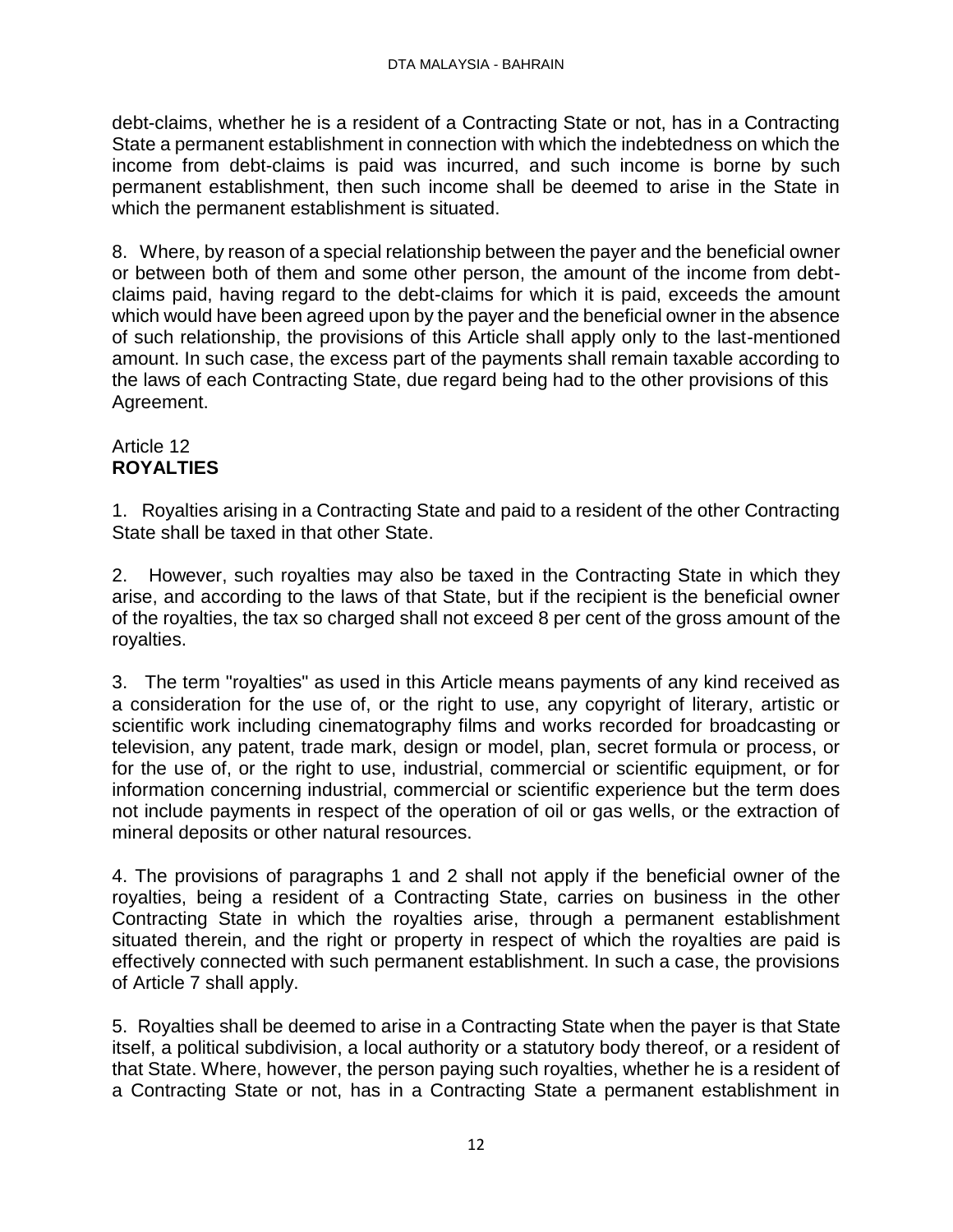debt-claims, whether he is a resident of a Contracting State or not, has in a Contracting State a permanent establishment in connection with which the indebtedness on which the income from debt-claims is paid was incurred, and such income is borne by such permanent establishment, then such income shall be deemed to arise in the State in which the permanent establishment is situated.

8. Where, by reason of a special relationship between the payer and the beneficial owner or between both of them and some other person, the amount of the income from debt-claims paid, having regard to the debt-claims for which it is paid, exceeds the amount which would have been agreed upon by the payer and the beneficial owner in the absence of such relationship, the provisions of this Article shall apply only to the last-mentioned amount. In such case, the excess part of the payments shall remain taxable according to the laws of each Contracting State, due regard being had to the other provisions of this Agreement.

## Article 12
## **ROYALTIES**

1. Royalties arising in a Contracting State and paid to a resident of the other Contracting State shall be taxed in that other State.

2. However, such royalties may also be taxed in the Contracting State in which they arise, and according to the laws of that State, but if the recipient is the beneficial owner of the royalties, the tax so charged shall not exceed 8 per cent of the gross amount of the royalties.

3. The term "royalties" as used in this Article means payments of any kind received as a consideration for the use of, or the right to use, any copyright of literary, artistic or scientific work including cinematography films and works recorded for broadcasting or television, any patent, trade mark, design or model, plan, secret formula or process, or for the use of, or the right to use, industrial, commercial or scientific equipment, or for information concerning industrial, commercial or scientific experience but the term does not include payments in respect of the operation of oil or gas wells, or the extraction of mineral deposits or other natural resources.

4. The provisions of paragraphs 1 and 2 shall not apply if the beneficial owner of the royalties, being a resident of a Contracting State, carries on business in the other Contracting State in which the royalties arise, through a permanent establishment situated therein, and the right or property in respect of which the royalties are paid is effectively connected with such permanent establishment. In such a case, the provisions of Article 7 shall apply.

5. Royalties shall be deemed to arise in a Contracting State when the payer is that State itself, a political subdivision, a local authority or a statutory body thereof, or a resident of that State. Where, however, the person paying such royalties, whether he is a resident of a Contracting State or not, has in a Contracting State a permanent establishment in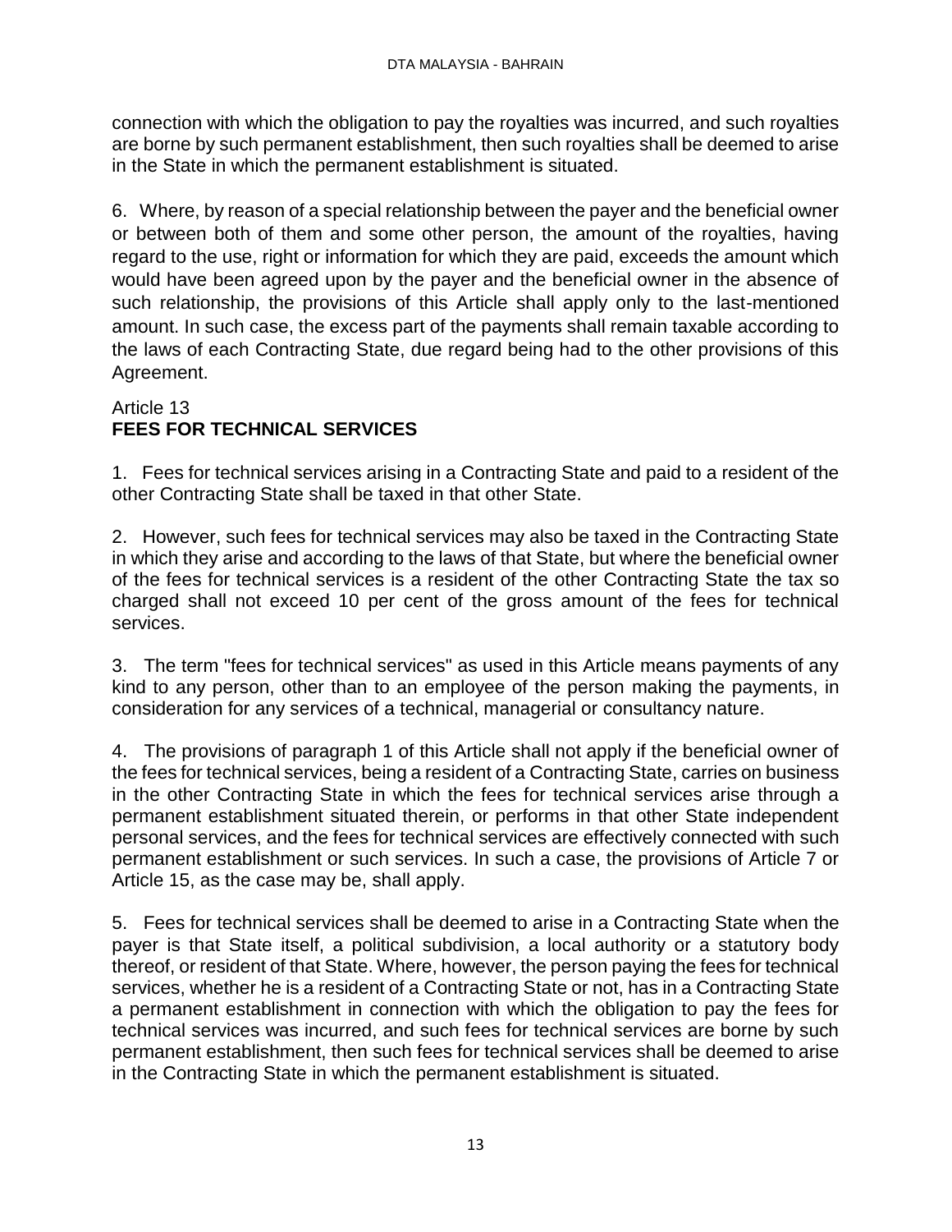connection with which the obligation to pay the royalties was incurred, and such royalties are borne by such permanent establishment, then such royalties shall be deemed to arise in the State in which the permanent establishment is situated.

6. Where, by reason of a special relationship between the payer and the beneficial owner or between both of them and some other person, the amount of the royalties, having regard to the use, right or information for which they are paid, exceeds the amount which would have been agreed upon by the payer and the beneficial owner in the absence of such relationship, the provisions of this Article shall apply only to the last-mentioned amount. In such case, the excess part of the payments shall remain taxable according to the laws of each Contracting State, due regard being had to the other provisions of this Agreement.

Article 13
## FEES FOR TECHNICAL SERVICES

1. Fees for technical services arising in a Contracting State and paid to a resident of the other Contracting State shall be taxed in that other State.

2. However, such fees for technical services may also be taxed in the Contracting State in which they arise and according to the laws of that State, but where the beneficial owner of the fees for technical services is a resident of the other Contracting State the tax so charged shall not exceed 10 per cent of the gross amount of the fees for technical services.

3. The term "fees for technical services" as used in this Article means payments of any kind to any person, other than to an employee of the person making the payments, in consideration for any services of a technical, managerial or consultancy nature.

4. The provisions of paragraph 1 of this Article shall not apply if the beneficial owner of the fees for technical services, being a resident of a Contracting State, carries on business in the other Contracting State in which the fees for technical services arise through a permanent establishment situated therein, or performs in that other State independent personal services, and the fees for technical services are effectively connected with such permanent establishment or such services. In such a case, the provisions of Article 7 or Article 15, as the case may be, shall apply.

5. Fees for technical services shall be deemed to arise in a Contracting State when the payer is that State itself, a political subdivision, a local authority or a statutory body thereof, or resident of that State. Where, however, the person paying the fees for technical services, whether he is a resident of a Contracting State or not, has in a Contracting State a permanent establishment in connection with which the obligation to pay the fees for technical services was incurred, and such fees for technical services are borne by such permanent establishment, then such fees for technical services shall be deemed to arise in the Contracting State in which the permanent establishment is situated.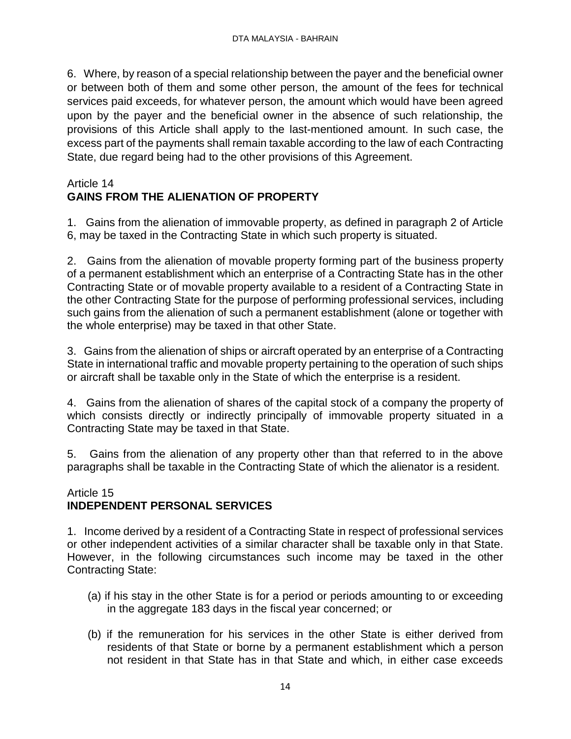6. Where, by reason of a special relationship between the payer and the beneficial owner or between both of them and some other person, the amount of the fees for technical services paid exceeds, for whatever person, the amount which would have been agreed upon by the payer and the beneficial owner in the absence of such relationship, the provisions of this Article shall apply to the last-mentioned amount. In such case, the excess part of the payments shall remain taxable according to the law of each Contracting State, due regard being had to the other provisions of this Agreement.

## Article 14
## GAINS FROM THE ALIENATION OF PROPERTY

1. Gains from the alienation of immovable property, as defined in paragraph 2 of Article 6, may be taxed in the Contracting State in which such property is situated.

2. Gains from the alienation of movable property forming part of the business property of a permanent establishment which an enterprise of a Contracting State has in the other Contracting State or of movable property available to a resident of a Contracting State in the other Contracting State for the purpose of performing professional services, including such gains from the alienation of such a permanent establishment (alone or together with the whole enterprise) may be taxed in that other State.

3. Gains from the alienation of ships or aircraft operated by an enterprise of a Contracting State in international traffic and movable property pertaining to the operation of such ships or aircraft shall be taxable only in the State of which the enterprise is a resident.

4. Gains from the alienation of shares of the capital stock of a company the property of which consists directly or indirectly principally of immovable property situated in a Contracting State may be taxed in that State.

5. Gains from the alienation of any property other than that referred to in the above paragraphs shall be taxable in the Contracting State of which the alienator is a resident.

## Article 15
## INDEPENDENT PERSONAL SERVICES

1. Income derived by a resident of a Contracting State in respect of professional services or other independent activities of a similar character shall be taxable only in that State. However, in the following circumstances such income may be taxed in the other Contracting State:

(a) if his stay in the other State is for a period or periods amounting to or exceeding in the aggregate 183 days in the fiscal year concerned; or

(b) if the remuneration for his services in the other State is either derived from residents of that State or borne by a permanent establishment which a person not resident in that State has in that State and which, in either case exceeds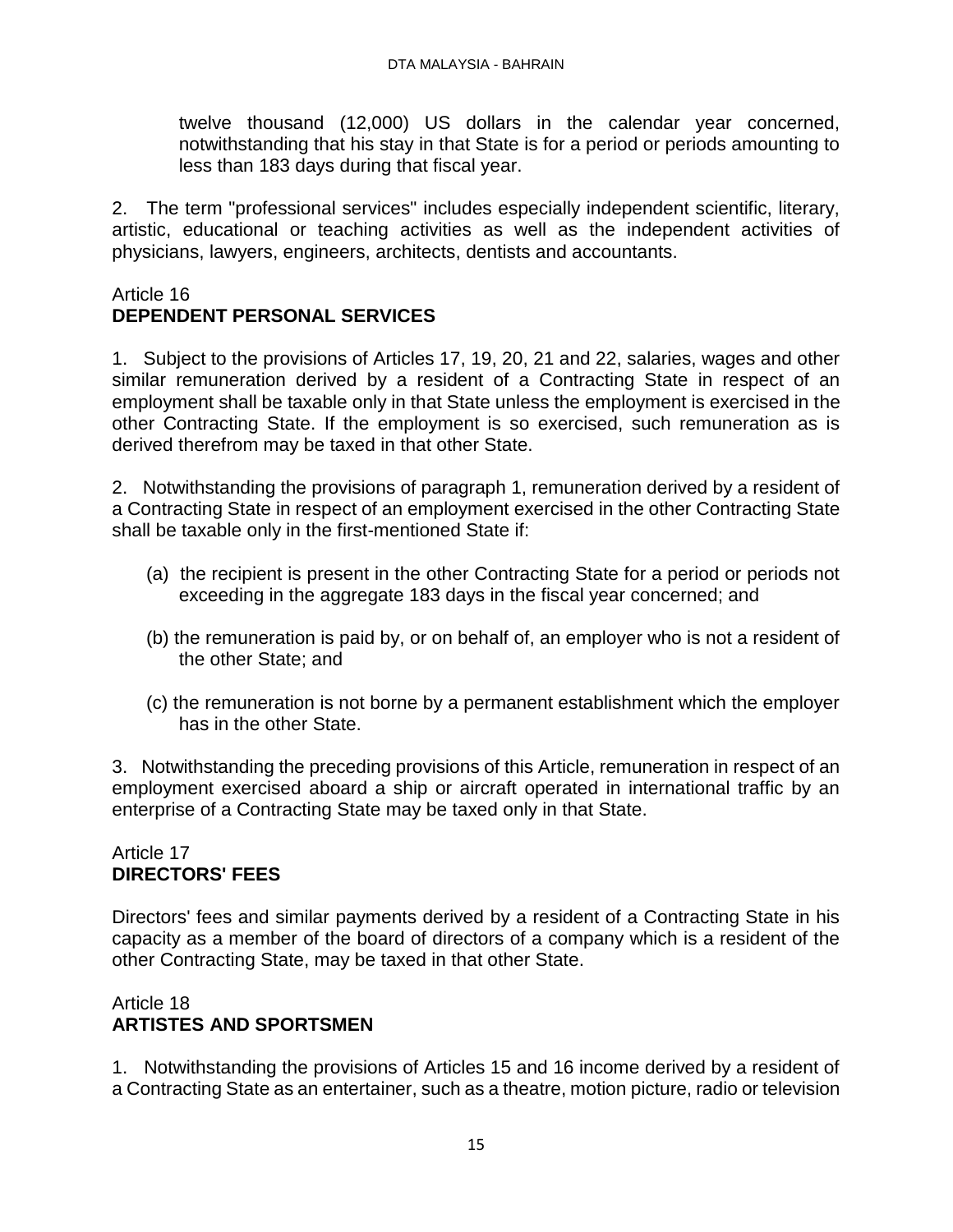twelve thousand (12,000) US dollars in the calendar year concerned, notwithstanding that his stay in that State is for a period or periods amounting to less than 183 days during that fiscal year.

2. The term "professional services" includes especially independent scientific, literary, artistic, educational or teaching activities as well as the independent activities of physicians, lawyers, engineers, architects, dentists and accountants.

## Article 16
## DEPENDENT PERSONAL SERVICES

1. Subject to the provisions of Articles 17, 19, 20, 21 and 22, salaries, wages and other similar remuneration derived by a resident of a Contracting State in respect of an employment shall be taxable only in that State unless the employment is exercised in the other Contracting State. If the employment is so exercised, such remuneration as is derived therefrom may be taxed in that other State.

2. Notwithstanding the provisions of paragraph 1, remuneration derived by a resident of a Contracting State in respect of an employment exercised in the other Contracting State shall be taxable only in the first-mentioned State if:

(a) the recipient is present in the other Contracting State for a period or periods not exceeding in the aggregate 183 days in the fiscal year concerned; and

(b) the remuneration is paid by, or on behalf of, an employer who is not a resident of the other State; and

(c) the remuneration is not borne by a permanent establishment which the employer has in the other State.

3. Notwithstanding the preceding provisions of this Article, remuneration in respect of an employment exercised aboard a ship or aircraft operated in international traffic by an enterprise of a Contracting State may be taxed only in that State.

## Article 17
## DIRECTORS' FEES

Directors' fees and similar payments derived by a resident of a Contracting State in his capacity as a member of the board of directors of a company which is a resident of the other Contracting State, may be taxed in that other State.

## Article 18
## ARTISTES AND SPORTSMEN

1. Notwithstanding the provisions of Articles 15 and 16 income derived by a resident of a Contracting State as an entertainer, such as a theatre, motion picture, radio or television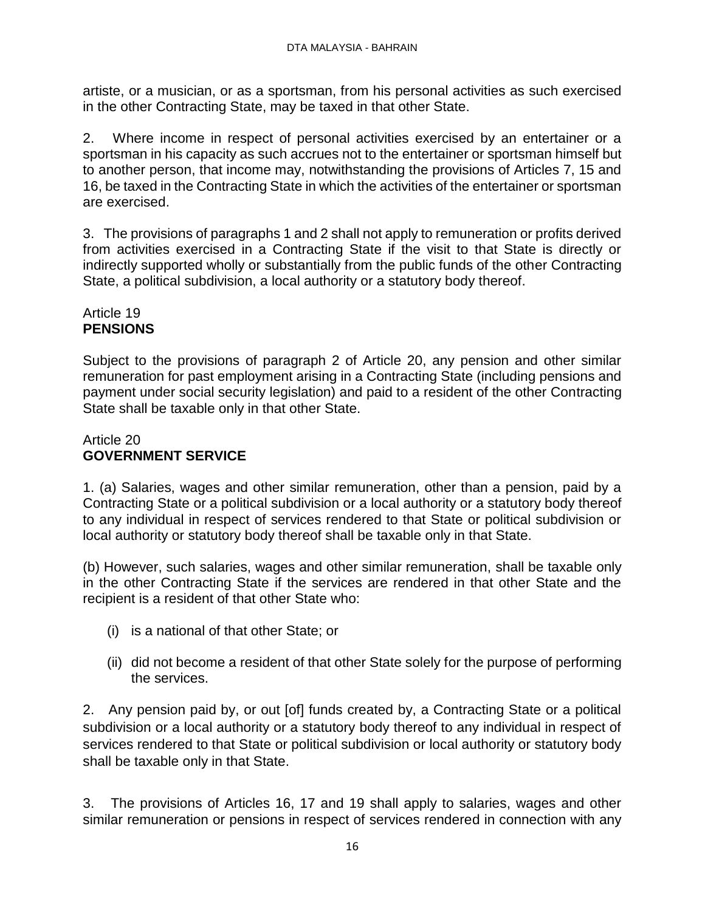artiste, or a musician, or as a sportsman, from his personal activities as such exercised in the other Contracting State, may be taxed in that other State.

2. Where income in respect of personal activities exercised by an entertainer or a sportsman in his capacity as such accrues not to the entertainer or sportsman himself but to another person, that income may, notwithstanding the provisions of Articles 7, 15 and 16, be taxed in the Contracting State in which the activities of the entertainer or sportsman are exercised.

3. The provisions of paragraphs 1 and 2 shall not apply to remuneration or profits derived from activities exercised in a Contracting State if the visit to that State is directly or indirectly supported wholly or substantially from the public funds of the other Contracting State, a political subdivision, a local authority or a statutory body thereof.

## Article 19
## **PENSIONS**

Subject to the provisions of paragraph 2 of Article 20, any pension and other similar remuneration for past employment arising in a Contracting State (including pensions and payment under social security legislation) and paid to a resident of the other Contracting State shall be taxable only in that other State.

## Article 20
## **GOVERNMENT SERVICE**

1. (a) Salaries, wages and other similar remuneration, other than a pension, paid by a Contracting State or a political subdivision or a local authority or a statutory body thereof to any individual in respect of services rendered to that State or political subdivision or local authority or statutory body thereof shall be taxable only in that State.

(b) However, such salaries, wages and other similar remuneration, shall be taxable only in the other Contracting State if the services are rendered in that other State and the recipient is a resident of that other State who:

(i) is a national of that other State; or

(ii) did not become a resident of that other State solely for the purpose of performing the services.

2. Any pension paid by, or out [of] funds created by, a Contracting State or a political subdivision or a local authority or a statutory body thereof to any individual in respect of services rendered to that State or political subdivision or local authority or statutory body shall be taxable only in that State.

3. The provisions of Articles 16, 17 and 19 shall apply to salaries, wages and other similar remuneration or pensions in respect of services rendered in connection with any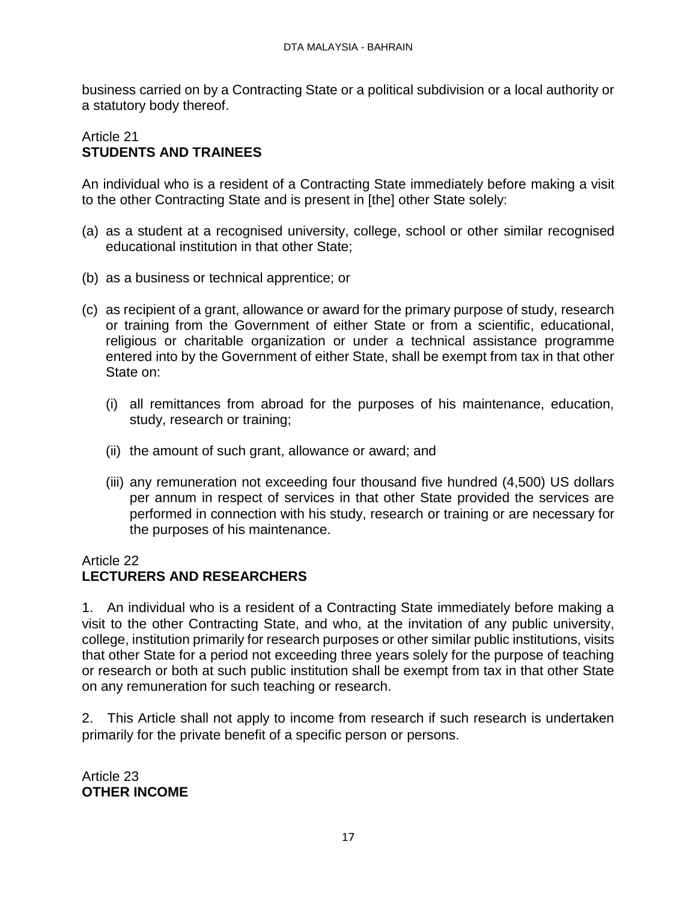business carried on by a Contracting State or a political subdivision or a local authority or a statutory body thereof.

## Article 21
## STUDENTS AND TRAINEES

An individual who is a resident of a Contracting State immediately before making a visit to the other Contracting State and is present in [the] other State solely:

(a) as a student at a recognised university, college, school or other similar recognised educational institution in that other State;

(b) as a business or technical apprentice; or

(c) as recipient of a grant, allowance or award for the primary purpose of study, research or training from the Government of either State or from a scientific, educational, religious or charitable organization or under a technical assistance programme entered into by the Government of either State, shall be exempt from tax in that other State on:

   (i) all remittances from abroad for the purposes of his maintenance, education, study, research or training;

   (ii) the amount of such grant, allowance or award; and

   (iii) any remuneration not exceeding four thousand five hundred (4,500) US dollars per annum in respect of services in that other State provided the services are performed in connection with his study, research or training or are necessary for the purposes of his maintenance.

## Article 22
## LECTURERS AND RESEARCHERS

1. An individual who is a resident of a Contracting State immediately before making a visit to the other Contracting State, and who, at the invitation of any public university, college, institution primarily for research purposes or other similar public institutions, visits that other State for a period not exceeding three years solely for the purpose of teaching or research or both at such public institution shall be exempt from tax in that other State on any remuneration for such teaching or research.

2. This Article shall not apply to income from research if such research is undertaken primarily for the private benefit of a specific person or persons.

## Article 23
## OTHER INCOME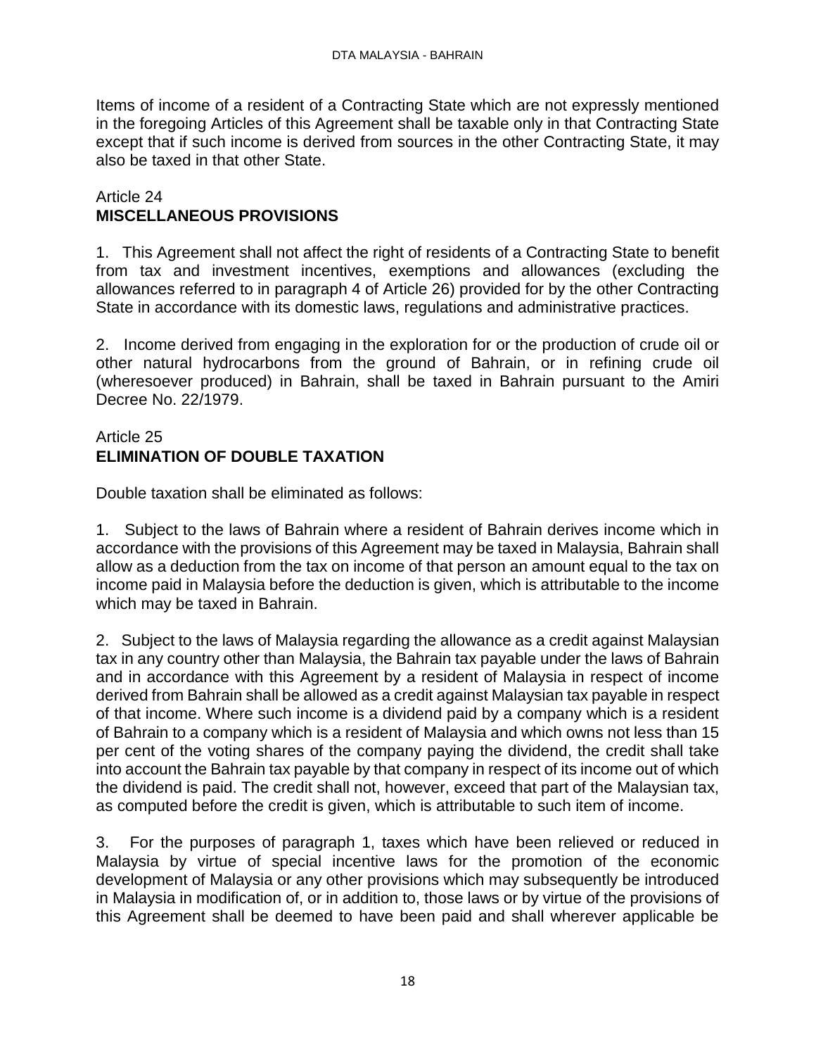Items of income of a resident of a Contracting State which are not expressly mentioned in the foregoing Articles of this Agreement shall be taxable only in that Contracting State except that if such income is derived from sources in the other Contracting State, it may also be taxed in that other State.

Article 24
**MISCELLANEOUS PROVISIONS**

1. This Agreement shall not affect the right of residents of a Contracting State to benefit from tax and investment incentives, exemptions and allowances (excluding the allowances referred to in paragraph 4 of Article 26) provided for by the other Contracting State in accordance with its domestic laws, regulations and administrative practices.

2. Income derived from engaging in the exploration for or the production of crude oil or other natural hydrocarbons from the ground of Bahrain, or in refining crude oil (wheresoever produced) in Bahrain, shall be taxed in Bahrain pursuant to the Amiri Decree No. 22/1979.

Article 25
**ELIMINATION OF DOUBLE TAXATION**

Double taxation shall be eliminated as follows:

1. Subject to the laws of Bahrain where a resident of Bahrain derives income which in accordance with the provisions of this Agreement may be taxed in Malaysia, Bahrain shall allow as a deduction from the tax on income of that person an amount equal to the tax on income paid in Malaysia before the deduction is given, which is attributable to the income which may be taxed in Bahrain.

2. Subject to the laws of Malaysia regarding the allowance as a credit against Malaysian tax in any country other than Malaysia, the Bahrain tax payable under the laws of Bahrain and in accordance with this Agreement by a resident of Malaysia in respect of income derived from Bahrain shall be allowed as a credit against Malaysian tax payable in respect of that income. Where such income is a dividend paid by a company which is a resident of Bahrain to a company which is a resident of Malaysia and which owns not less than 15 per cent of the voting shares of the company paying the dividend, the credit shall take into account the Bahrain tax payable by that company in respect of its income out of which the dividend is paid. The credit shall not, however, exceed that part of the Malaysian tax, as computed before the credit is given, which is attributable to such item of income.

3. For the purposes of paragraph 1, taxes which have been relieved or reduced in Malaysia by virtue of special incentive laws for the promotion of the economic development of Malaysia or any other provisions which may subsequently be introduced in Malaysia in modification of, or in addition to, those laws or by virtue of the provisions of this Agreement shall be deemed to have been paid and shall wherever applicable be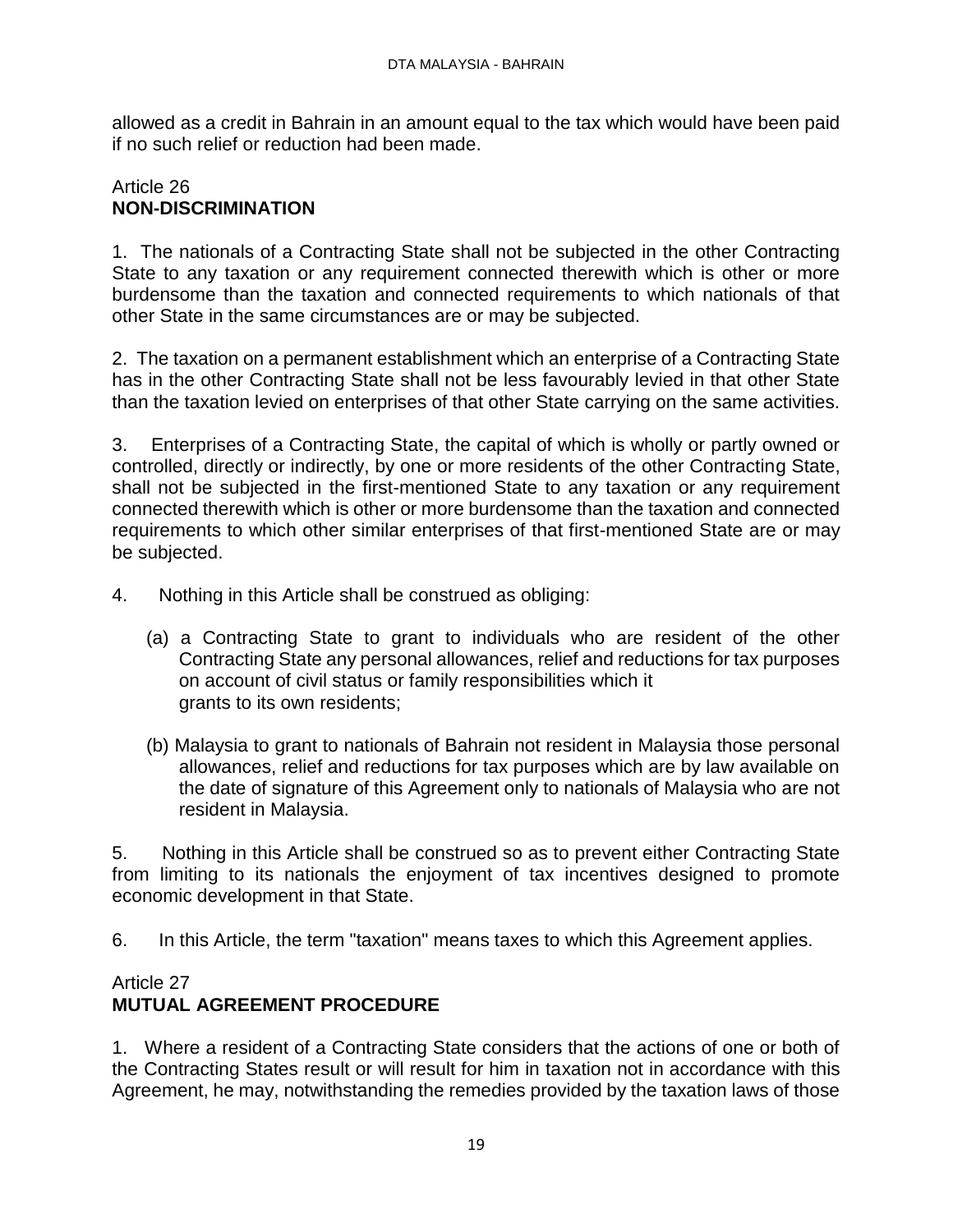allowed as a credit in Bahrain in an amount equal to the tax which would have been paid if no such relief or reduction had been made.

Article 26
**NON-DISCRIMINATION**

1. The nationals of a Contracting State shall not be subjected in the other Contracting State to any taxation or any requirement connected therewith which is other or more burdensome than the taxation and connected requirements to which nationals of that other State in the same circumstances are or may be subjected.

2. The taxation on a permanent establishment which an enterprise of a Contracting State has in the other Contracting State shall not be less favourably levied in that other State than the taxation levied on enterprises of that other State carrying on the same activities.

3. Enterprises of a Contracting State, the capital of which is wholly or partly owned or controlled, directly or indirectly, by one or more residents of the other Contracting State, shall not be subjected in the first-mentioned State to any taxation or any requirement connected therewith which is other or more burdensome than the taxation and connected requirements to which other similar enterprises of that first-mentioned State are or may be subjected.

4. Nothing in this Article shall be construed as obliging:

(a) a Contracting State to grant to individuals who are resident of the other Contracting State any personal allowances, relief and reductions for tax purposes on account of civil status or family responsibilities which it grants to its own residents;

(b) Malaysia to grant to nationals of Bahrain not resident in Malaysia those personal allowances, relief and reductions for tax purposes which are by law available on the date of signature of this Agreement only to nationals of Malaysia who are not resident in Malaysia.

5. Nothing in this Article shall be construed so as to prevent either Contracting State from limiting to its nationals the enjoyment of tax incentives designed to promote economic development in that State.

6. In this Article, the term "taxation" means taxes to which this Agreement applies.

Article 27
**MUTUAL AGREEMENT PROCEDURE**

1. Where a resident of a Contracting State considers that the actions of one or both of the Contracting States result or will result for him in taxation not in accordance with this Agreement, he may, notwithstanding the remedies provided by the taxation laws of those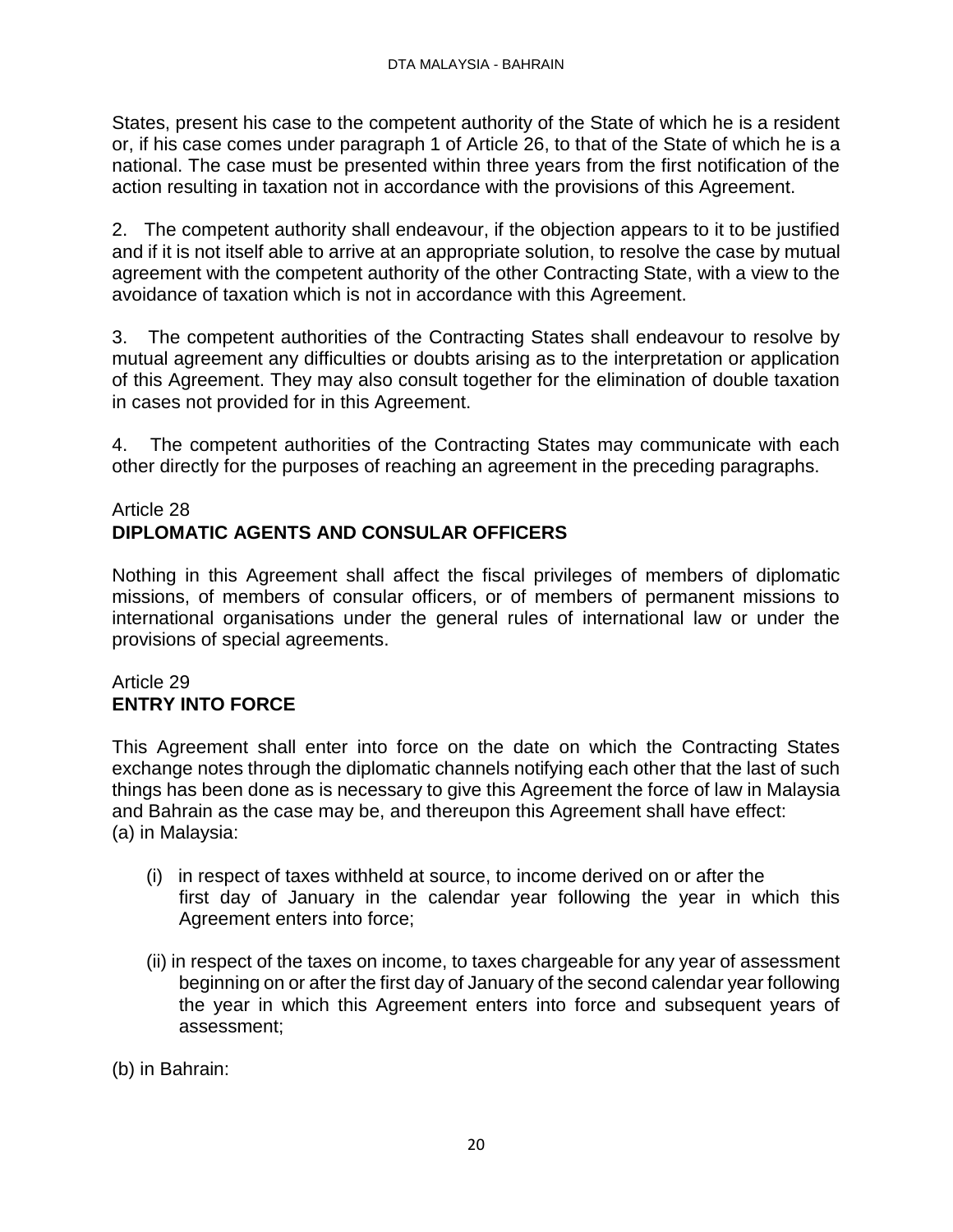States, present his case to the competent authority of the State of which he is a resident or, if his case comes under paragraph 1 of Article 26, to that of the State of which he is a national. The case must be presented within three years from the first notification of the action resulting in taxation not in accordance with the provisions of this Agreement.

2. The competent authority shall endeavour, if the objection appears to it to be justified and if it is not itself able to arrive at an appropriate solution, to resolve the case by mutual agreement with the competent authority of the other Contracting State, with a view to the avoidance of taxation which is not in accordance with this Agreement.

3. The competent authorities of the Contracting States shall endeavour to resolve by mutual agreement any difficulties or doubts arising as to the interpretation or application of this Agreement. They may also consult together for the elimination of double taxation in cases not provided for in this Agreement.

4. The competent authorities of the Contracting States may communicate with each other directly for the purposes of reaching an agreement in the preceding paragraphs.

Article 28
**DIPLOMATIC AGENTS AND CONSULAR OFFICERS**

Nothing in this Agreement shall affect the fiscal privileges of members of diplomatic missions, of members of consular officers, or of members of permanent missions to international organisations under the general rules of international law or under the provisions of special agreements.

Article 29
**ENTRY INTO FORCE**

This Agreement shall enter into force on the date on which the Contracting States exchange notes through the diplomatic channels notifying each other that the last of such things has been done as is necessary to give this Agreement the force of law in Malaysia and Bahrain as the case may be, and thereupon this Agreement shall have effect:
(a) in Malaysia:

(i) in respect of taxes withheld at source, to income derived on or after the first day of January in the calendar year following the year in which this Agreement enters into force;

(ii) in respect of the taxes on income, to taxes chargeable for any year of assessment beginning on or after the first day of January of the second calendar year following the year in which this Agreement enters into force and subsequent years of assessment;

(b) in Bahrain: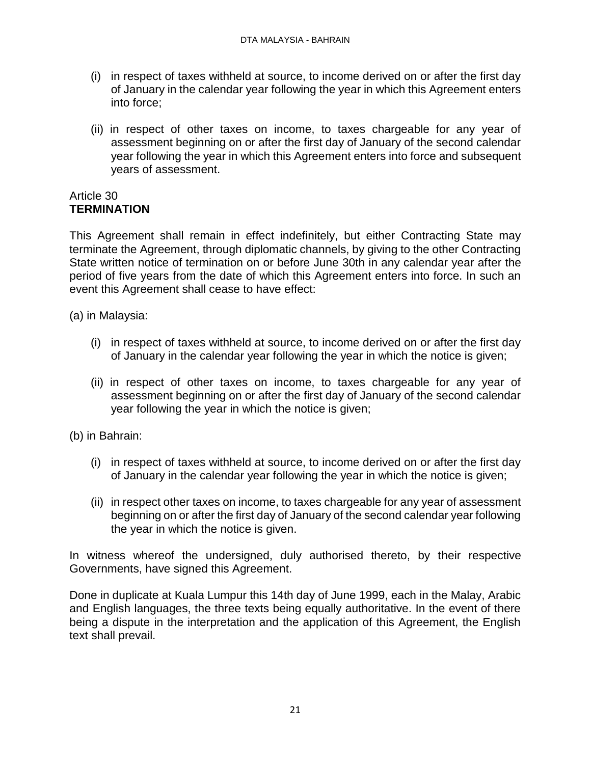(i) in respect of taxes withheld at source, to income derived on or after the first day of January in the calendar year following the year in which this Agreement enters into force;

(ii) in respect of other taxes on income, to taxes chargeable for any year of assessment beginning on or after the first day of January of the second calendar year following the year in which this Agreement enters into force and subsequent years of assessment.

Article 30
**TERMINATION**

This Agreement shall remain in effect indefinitely, but either Contracting State may terminate the Agreement, through diplomatic channels, by giving to the other Contracting State written notice of termination on or before June 30th in any calendar year after the period of five years from the date of which this Agreement enters into force. In such an event this Agreement shall cease to have effect:

(a) in Malaysia:

(i) in respect of taxes withheld at source, to income derived on or after the first day of January in the calendar year following the year in which the notice is given;

(ii) in respect of other taxes on income, to taxes chargeable for any year of assessment beginning on or after the first day of January of the second calendar year following the year in which the notice is given;

(b) in Bahrain:

(i) in respect of taxes withheld at source, to income derived on or after the first day of January in the calendar year following the year in which the notice is given;

(ii) in respect other taxes on income, to taxes chargeable for any year of assessment beginning on or after the first day of January of the second calendar year following the year in which the notice is given.

In witness whereof the undersigned, duly authorised thereto, by their respective Governments, have signed this Agreement.

Done in duplicate at Kuala Lumpur this 14th day of June 1999, each in the Malay, Arabic and English languages, the three texts being equally authoritative. In the event of there being a dispute in the interpretation and the application of this Agreement, the English text shall prevail.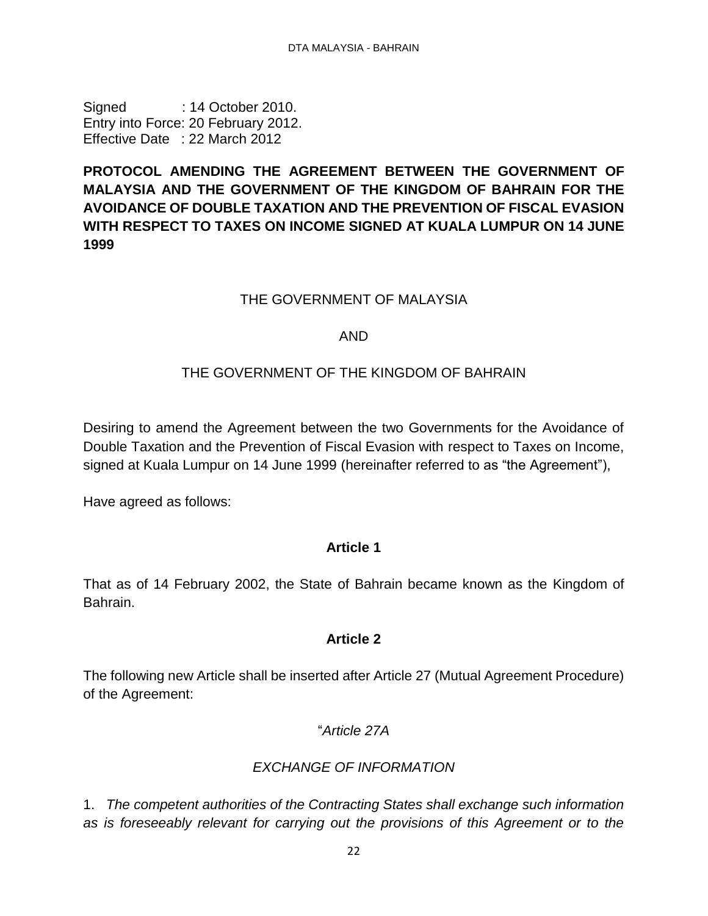Signed : 14 October 2010.
Entry into Force: 20 February 2012.
Effective Date : 22 March 2012

**PROTOCOL AMENDING THE AGREEMENT BETWEEN THE GOVERNMENT OF MALAYSIA AND THE GOVERNMENT OF THE KINGDOM OF BAHRAIN FOR THE AVOIDANCE OF DOUBLE TAXATION AND THE PREVENTION OF FISCAL EVASION WITH RESPECT TO TAXES ON INCOME SIGNED AT KUALA LUMPUR ON 14 JUNE 1999**

THE GOVERNMENT OF MALAYSIA

AND

THE GOVERNMENT OF THE KINGDOM OF BAHRAIN

Desiring to amend the Agreement between the two Governments for the Avoidance of Double Taxation and the Prevention of Fiscal Evasion with respect to Taxes on Income, signed at Kuala Lumpur on 14 June 1999 (hereinafter referred to as "the Agreement"),

Have agreed as follows:

**Article 1**

That as of 14 February 2002, the State of Bahrain became known as the Kingdom of Bahrain.

**Article 2**

The following new Article shall be inserted after Article 27 (Mutual Agreement Procedure) of the Agreement:

"*Article 27A*

*EXCHANGE OF INFORMATION*

1. *The competent authorities of the Contracting States shall exchange such information as is foreseeably relevant for carrying out the provisions of this Agreement or to the*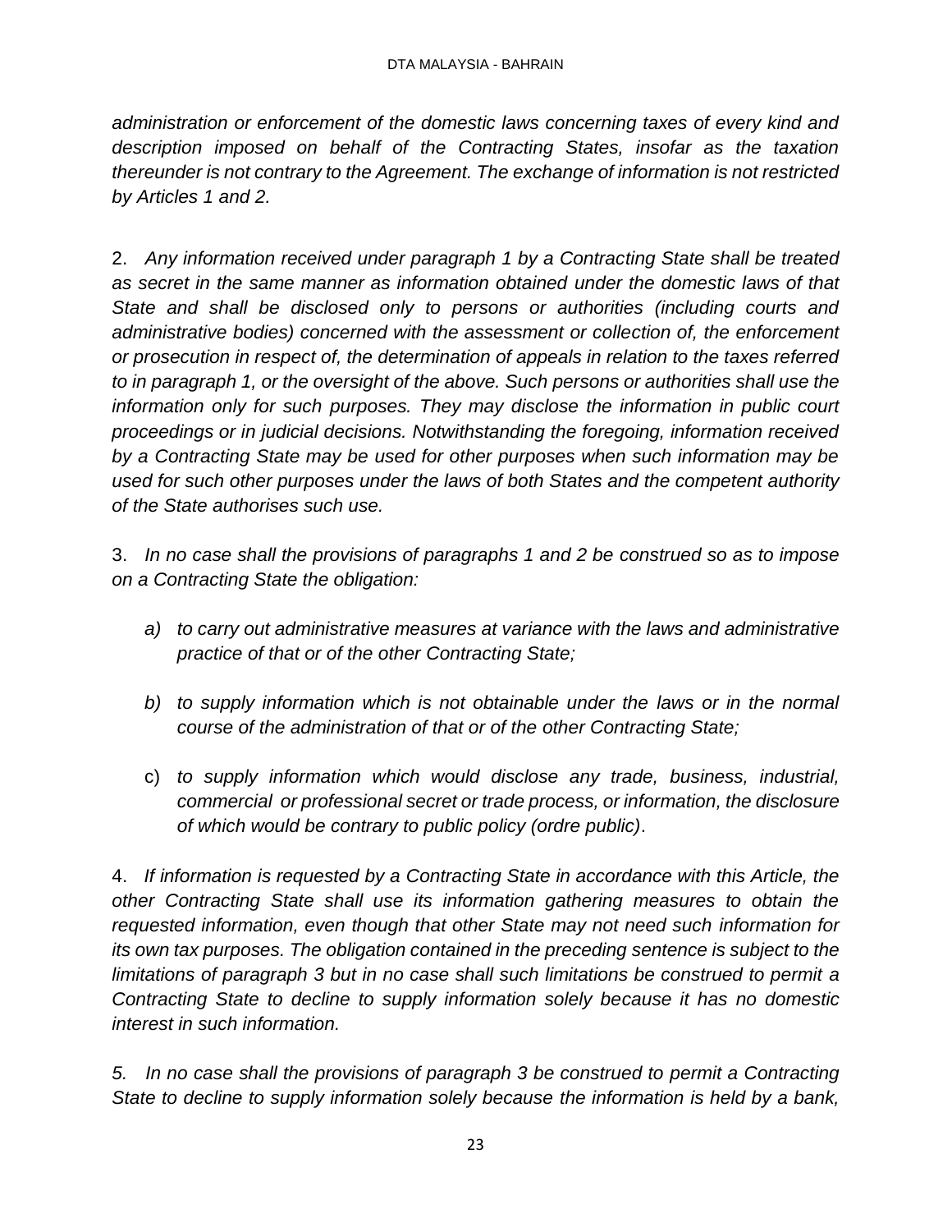*administration or enforcement of the domestic laws concerning taxes of every kind and description imposed on behalf of the Contracting States, insofar as the taxation thereunder is not contrary to the Agreement. The exchange of information is not restricted by Articles 1 and 2.*

2. *Any information received under paragraph 1 by a Contracting State shall be treated as secret in the same manner as information obtained under the domestic laws of that State and shall be disclosed only to persons or authorities (including courts and administrative bodies) concerned with the assessment or collection of, the enforcement or prosecution in respect of, the determination of appeals in relation to the taxes referred to in paragraph 1, or the oversight of the above. Such persons or authorities shall use the information only for such purposes. They may disclose the information in public court proceedings or in judicial decisions. Notwithstanding the foregoing, information received by a Contracting State may be used for other purposes when such information may be used for such other purposes under the laws of both States and the competent authority of the State authorises such use.*

3. *In no case shall the provisions of paragraphs 1 and 2 be construed so as to impose on a Contracting State the obligation:*

*a) to carry out administrative measures at variance with the laws and administrative practice of that or of the other Contracting State;*

*b) to supply information which is not obtainable under the laws or in the normal course of the administration of that or of the other Contracting State;*

c) *to supply information which would disclose any trade, business, industrial, commercial or professional secret or trade process, or information, the disclosure of which would be contrary to public policy (ordre public)*.

4. *If information is requested by a Contracting State in accordance with this Article, the other Contracting State shall use its information gathering measures to obtain the requested information, even though that other State may not need such information for its own tax purposes. The obligation contained in the preceding sentence is subject to the limitations of paragraph 3 but in no case shall such limitations be construed to permit a Contracting State to decline to supply information solely because it has no domestic interest in such information.*

*5. In no case shall the provisions of paragraph 3 be construed to permit a Contracting State to decline to supply information solely because the information is held by a bank,*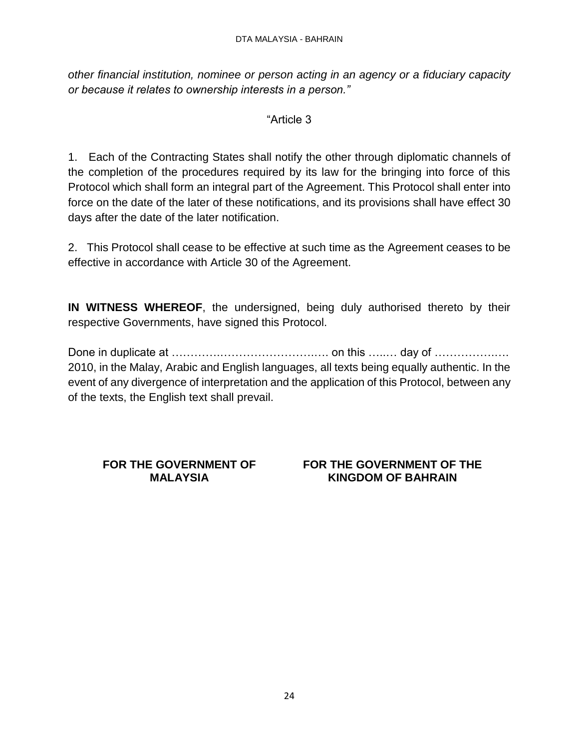*other financial institution, nominee or person acting in an agency or a fiduciary capacity or because it relates to ownership interests in a person."*

"Article 3

1. Each of the Contracting States shall notify the other through diplomatic channels of the completion of the procedures required by its law for the bringing into force of this Protocol which shall form an integral part of the Agreement. This Protocol shall enter into force on the date of the later of these notifications, and its provisions shall have effect 30 days after the date of the later notification.

2. This Protocol shall cease to be effective at such time as the Agreement ceases to be effective in accordance with Article 30 of the Agreement.

**IN WITNESS WHEREOF**, the undersigned, being duly authorised thereto by their respective Governments, have signed this Protocol.

Done in duplicate at ………..…………………….…… on this …..… day of …………….…. 2010, in the Malay, Arabic and English languages, all texts being equally authentic. In the event of any divergence of interpretation and the application of this Protocol, between any of the texts, the English text shall prevail.

**FOR THE GOVERNMENT OF MALAYSIA**

**FOR THE GOVERNMENT OF THE KINGDOM OF BAHRAIN**